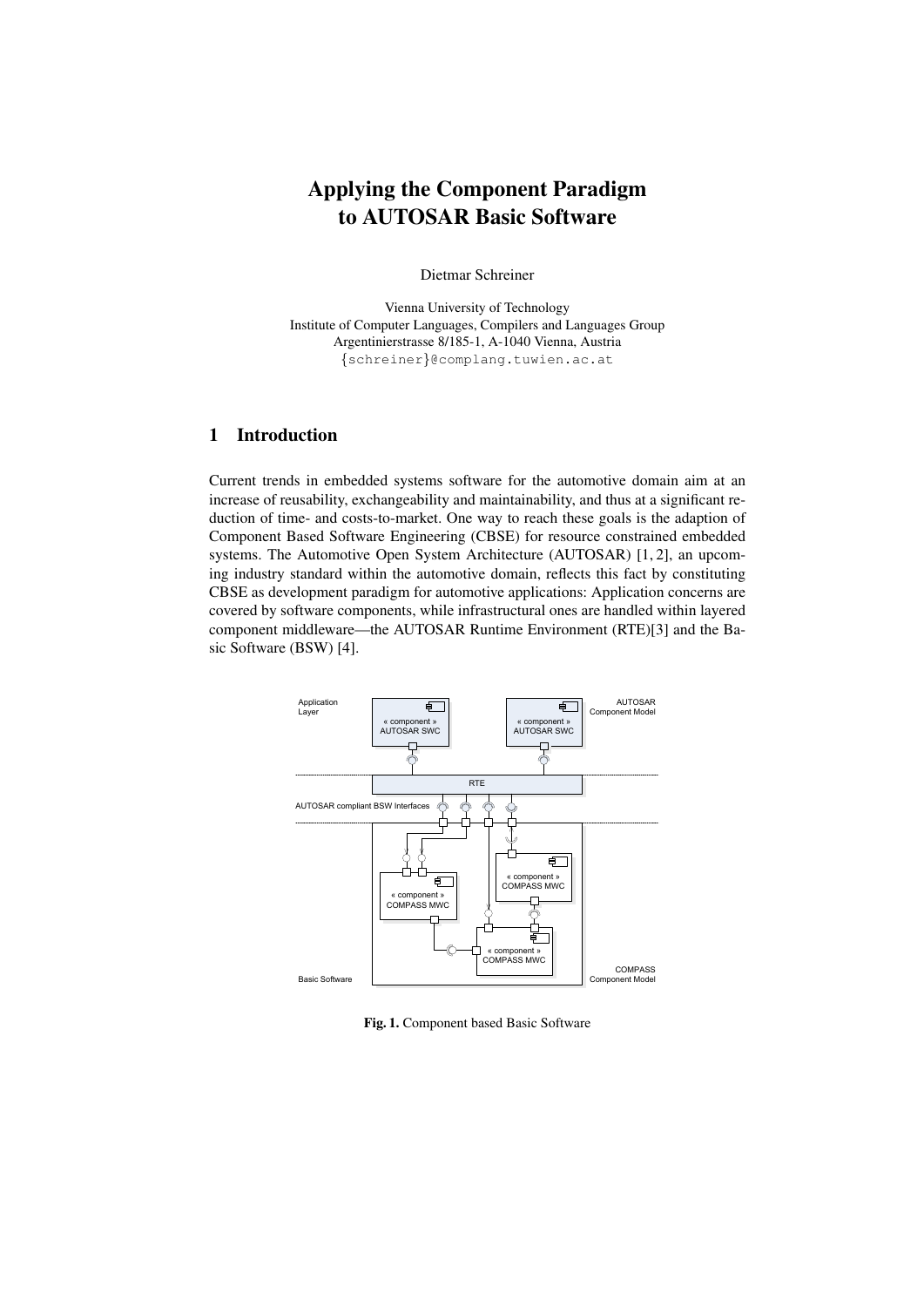# Applying the Component Paradigm to AUTOSAR Basic Software

Dietmar Schreiner

Vienna University of Technology
Institute of Computer Languages, Compilers and Languages Group
Argentinierstrasse 8/185-1, A-1040 Vienna, Austria
{schreiner}@complang.tuwien.ac.at

## 1 Introduction

Current trends in embedded systems software for the automotive domain aim at an increase of reusability, exchangeability and maintainability, and thus at a significant reduction of time- and costs-to-market. One way to reach these goals is the adaption of Component Based Software Engineering (CBSE) for resource constrained embedded systems. The Automotive Open System Architecture (AUTOSAR) [1, 2], an upcoming industry standard within the automotive domain, reflects this fact by constituting CBSE as development paradigm for automotive applications: Application concerns are covered by software components, while infrastructural ones are handled within layered component middleware—the AUTOSAR Runtime Environment (RTE)[3] and the Basic Software (BSW) [4].

**Fig. 1.** Component based Basic Software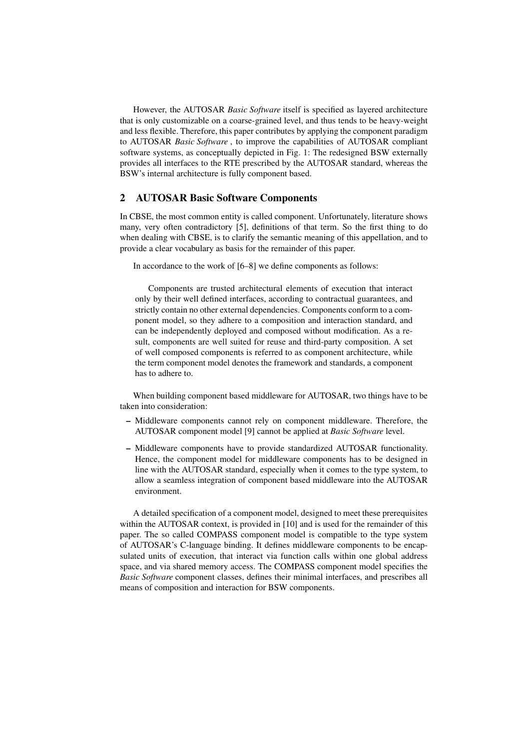However, the AUTOSAR *Basic Software* itself is specified as layered architecture that is only customizable on a coarse-grained level, and thus tends to be heavy-weight and less flexible. Therefore, this paper contributes by applying the component paradigm to AUTOSAR *Basic Software* , to improve the capabilities of AUTOSAR compliant software systems, as conceptually depicted in Fig. 1: The redesigned BSW externally provides all interfaces to the RTE prescribed by the AUTOSAR standard, whereas the BSW's internal architecture is fully component based.

## 2 AUTOSAR Basic Software Components

In CBSE, the most common entity is called component. Unfortunately, literature shows many, very often contradictory [5], definitions of that term. So the first thing to do when dealing with CBSE, is to clarify the semantic meaning of this appellation, and to provide a clear vocabulary as basis for the remainder of this paper.

In accordance to the work of [6–8] we define components as follows:

> Components are trusted architectural elements of execution that interact only by their well defined interfaces, according to contractual guarantees, and strictly contain no other external dependencies. Components conform to a component model, so they adhere to a composition and interaction standard, and can be independently deployed and composed without modification. As a result, components are well suited for reuse and third-party composition. A set of well composed components is referred to as component architecture, while the term component model denotes the framework and standards, a component has to adhere to.

When building component based middleware for AUTOSAR, two things have to be taken into consideration:

- Middleware components cannot rely on component middleware. Therefore, the AUTOSAR component model [9] cannot be applied at *Basic Software* level.
- Middleware components have to provide standardized AUTOSAR functionality. Hence, the component model for middleware components has to be designed in line with the AUTOSAR standard, especially when it comes to the type system, to allow a seamless integration of component based middleware into the AUTOSAR environment.

A detailed specification of a component model, designed to meet these prerequisites within the AUTOSAR context, is provided in [10] and is used for the remainder of this paper. The so called COMPASS component model is compatible to the type system of AUTOSAR's C-language binding. It defines middleware components to be encapsulated units of execution, that interact via function calls within one global address space, and via shared memory access. The COMPASS component model specifies the *Basic Software* component classes, defines their minimal interfaces, and prescribes all means of composition and interaction for BSW components.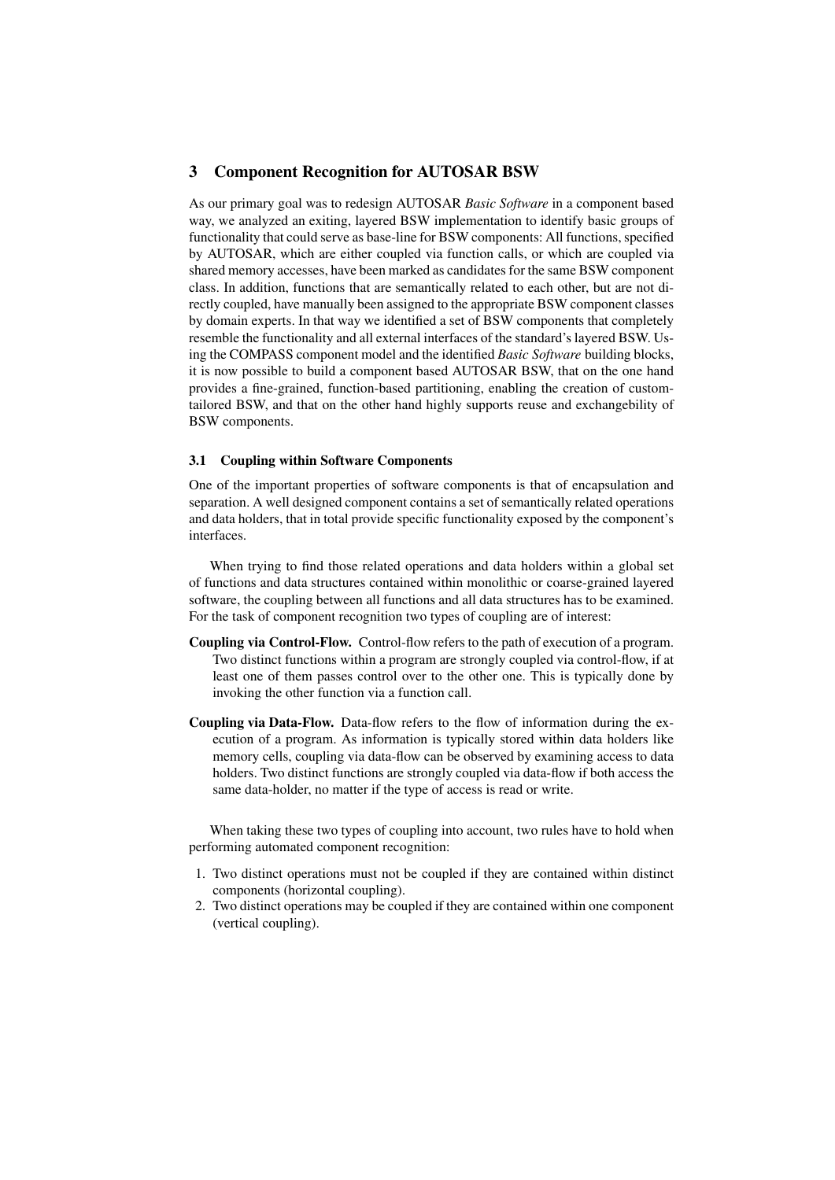## 3 Component Recognition for AUTOSAR BSW

As our primary goal was to redesign AUTOSAR *Basic Software* in a component based way, we analyzed an exiting, layered BSW implementation to identify basic groups of functionality that could serve as base-line for BSW components: All functions, specified by AUTOSAR, which are either coupled via function calls, or which are coupled via shared memory accesses, have been marked as candidates for the same BSW component class. In addition, functions that are semantically related to each other, but are not directly coupled, have manually been assigned to the appropriate BSW component classes by domain experts. In that way we identified a set of BSW components that completely resemble the functionality and all external interfaces of the standard's layered BSW. Using the COMPASS component model and the identified *Basic Software* building blocks, it is now possible to build a component based AUTOSAR BSW, that on the one hand provides a fine-grained, function-based partitioning, enabling the creation of custom-tailored BSW, and that on the other hand highly supports reuse and exchangebility of BSW components.

### 3.1 Coupling within Software Components

One of the important properties of software components is that of encapsulation and separation. A well designed component contains a set of semantically related operations and data holders, that in total provide specific functionality exposed by the component's interfaces.

When trying to find those related operations and data holders within a global set of functions and data structures contained within monolithic or coarse-grained layered software, the coupling between all functions and all data structures has to be examined. For the task of component recognition two types of coupling are of interest:

**Coupling via Control-Flow.** Control-flow refers to the path of execution of a program. Two distinct functions within a program are strongly coupled via control-flow, if at least one of them passes control over to the other one. This is typically done by invoking the other function via a function call.

**Coupling via Data-Flow.** Data-flow refers to the flow of information during the execution of a program. As information is typically stored within data holders like memory cells, coupling via data-flow can be observed by examining access to data holders. Two distinct functions are strongly coupled via data-flow if both access the same data-holder, no matter if the type of access is read or write.

When taking these two types of coupling into account, two rules have to hold when performing automated component recognition:

1. Two distinct operations must not be coupled if they are contained within distinct components (horizontal coupling).
2. Two distinct operations may be coupled if they are contained within one component (vertical coupling).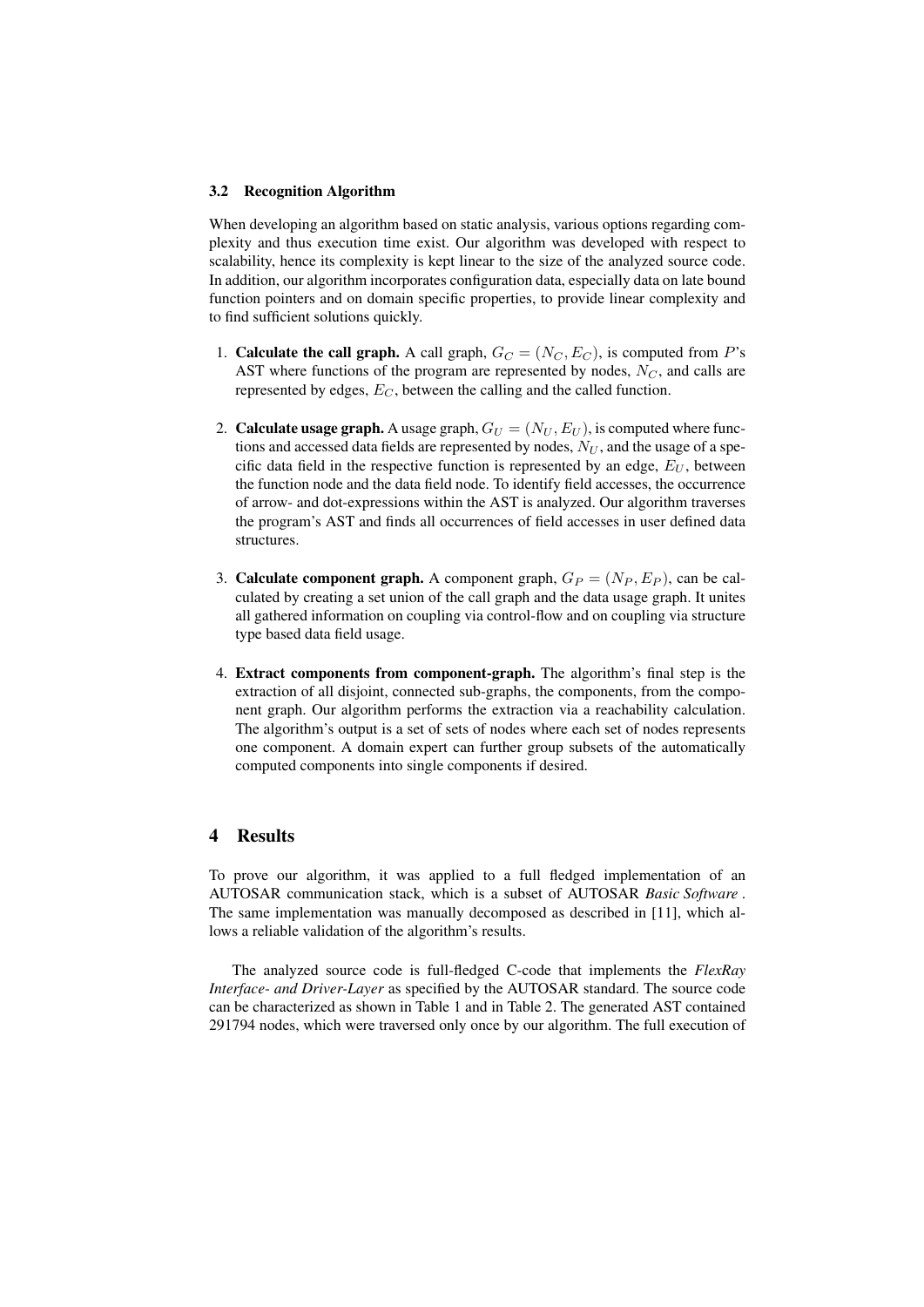### 3.2 Recognition Algorithm

When developing an algorithm based on static analysis, various options regarding complexity and thus execution time exist. Our algorithm was developed with respect to scalability, hence its complexity is kept linear to the size of the analyzed source code. In addition, our algorithm incorporates configuration data, especially data on late bound function pointers and on domain specific properties, to provide linear complexity and to find sufficient solutions quickly.

1. **Calculate the call graph.** A call graph, $G_C = (N_C, E_C)$, is computed from $P$'s AST where functions of the program are represented by nodes, $N_C$, and calls are represented by edges, $E_C$, between the calling and the called function.

2. **Calculate usage graph.** A usage graph, $G_U = (N_U, E_U)$, is computed where functions and accessed data fields are represented by nodes, $N_U$, and the usage of a specific data field in the respective function is represented by an edge, $E_U$, between the function node and the data field node. To identify field accesses, the occurrence of arrow- and dot-expressions within the AST is analyzed. Our algorithm traverses the program's AST and finds all occurrences of field accesses in user defined data structures.

3. **Calculate component graph.** A component graph, $G_P = (N_P, E_P)$, can be calculated by creating a set union of the call graph and the data usage graph. It unites all gathered information on coupling via control-flow and on coupling via structure type based data field usage.

4. **Extract components from component-graph.** The algorithm's final step is the extraction of all disjoint, connected sub-graphs, the components, from the component graph. Our algorithm performs the extraction via a reachability calculation. The algorithm's output is a set of sets of nodes where each set of nodes represents one component. A domain expert can further group subsets of the automatically computed components into single components if desired.

## 4 Results

To prove our algorithm, it was applied to a full fledged implementation of an AUTOSAR communication stack, which is a subset of AUTOSAR *Basic Software* . The same implementation was manually decomposed as described in [11], which allows a reliable validation of the algorithm's results.

The analyzed source code is full-fledged C-code that implements the *FlexRay Interface- and Driver-Layer* as specified by the AUTOSAR standard. The source code can be characterized as shown in Table 1 and in Table 2. The generated AST contained 291794 nodes, which were traversed only once by our algorithm. The full execution of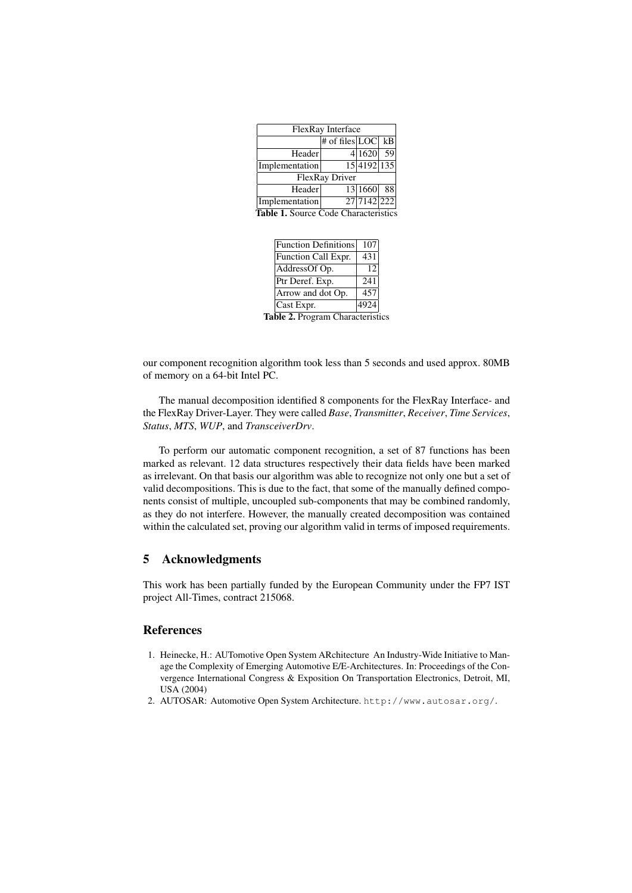| FlexRay Interface | | | |
|---|---|---|---|
| | # of files | LOC | kB |
| Header | 4 | 1620 | 59 |
| Implementation | 15 | 4192 | 135 |
| FlexRay Driver | | | |
| Header | 13 | 1660 | 88 |
| Implementation | 27 | 7142 | 222 |

**Table 1.** Source Code Characteristics

| | |
|---|---|
| Function Definitions | 107 |
| Function Call Expr. | 431 |
| AddressOf Op. | 12 |
| Ptr Deref. Exp. | 241 |
| Arrow and dot Op. | 457 |
| Cast Expr. | 4924 |

**Table 2.** Program Characteristics

our component recognition algorithm took less than 5 seconds and used approx. 80MB of memory on a 64-bit Intel PC.

The manual decomposition identified 8 components for the FlexRay Interface- and the FlexRay Driver-Layer. They were called *Base*, *Transmitter*, *Receiver*, *Time Services*, *Status*, *MTS*, *WUP*, and *TransceiverDrv*.

To perform our automatic component recognition, a set of 87 functions has been marked as relevant. 12 data structures respectively their data fields have been marked as irrelevant. On that basis our algorithm was able to recognize not only one but a set of valid decompositions. This is due to the fact, that some of the manually defined components consist of multiple, uncoupled sub-components that may be combined randomly, as they do not interfere. However, the manually created decomposition was contained within the calculated set, proving our algorithm valid in terms of imposed requirements.

## 5 Acknowledgments

This work has been partially funded by the European Community under the FP7 IST project All-Times, contract 215068.

## References

1. Heinecke, H.: AUTomotive Open System ARchitecture An Industry-Wide Initiative to Manage the Complexity of Emerging Automotive E/E-Architectures. In: Proceedings of the Convergence International Congress & Exposition On Transportation Electronics, Detroit, MI, USA (2004)
2. AUTOSAR: Automotive Open System Architecture. `http://www.autosar.org/`.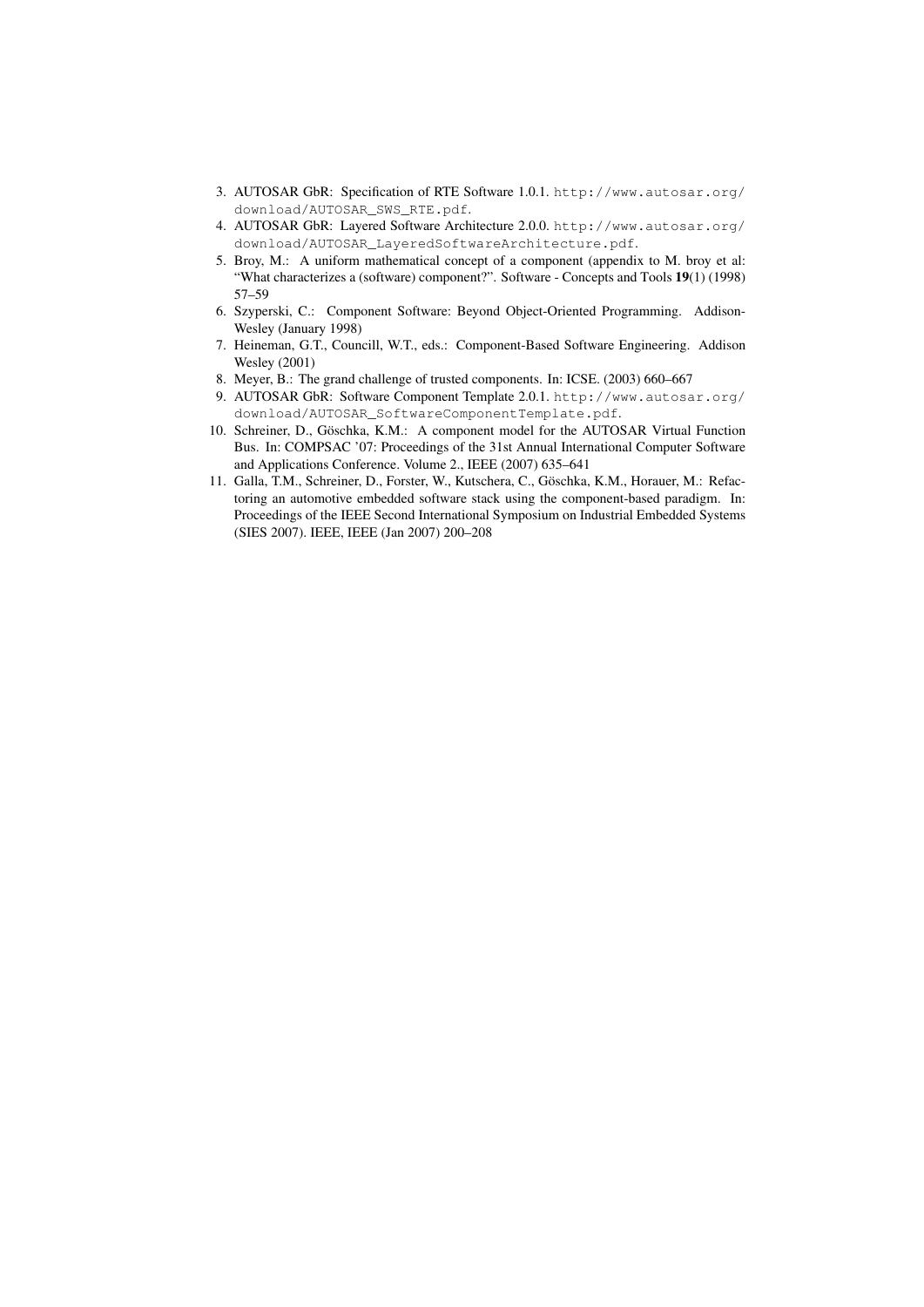3. AUTOSAR GbR: Specification of RTE Software 1.0.1. http://www.autosar.org/download/AUTOSAR_SWS_RTE.pdf.
4. AUTOSAR GbR: Layered Software Architecture 2.0.0. http://www.autosar.org/download/AUTOSAR_LayeredSoftwareArchitecture.pdf.
5. Broy, M.: A uniform mathematical concept of a component (appendix to M. broy et al: "What characterizes a (software) component?". Software - Concepts and Tools **19**(1) (1998) 57–59
6. Szyperski, C.: Component Software: Beyond Object-Oriented Programming. Addison-Wesley (January 1998)
7. Heineman, G.T., Councill, W.T., eds.: Component-Based Software Engineering. Addison Wesley (2001)
8. Meyer, B.: The grand challenge of trusted components. In: ICSE. (2003) 660–667
9. AUTOSAR GbR: Software Component Template 2.0.1. http://www.autosar.org/download/AUTOSAR_SoftwareComponentTemplate.pdf.
10. Schreiner, D., Göschka, K.M.: A component model for the AUTOSAR Virtual Function Bus. In: COMPSAC '07: Proceedings of the 31st Annual International Computer Software and Applications Conference. Volume 2., IEEE (2007) 635–641
11. Galla, T.M., Schreiner, D., Forster, W., Kutschera, C., Göschka, K.M., Horauer, M.: Refactoring an automotive embedded software stack using the component-based paradigm. In: Proceedings of the IEEE Second International Symposium on Industrial Embedded Systems (SIES 2007). IEEE, IEEE (Jan 2007) 200–208